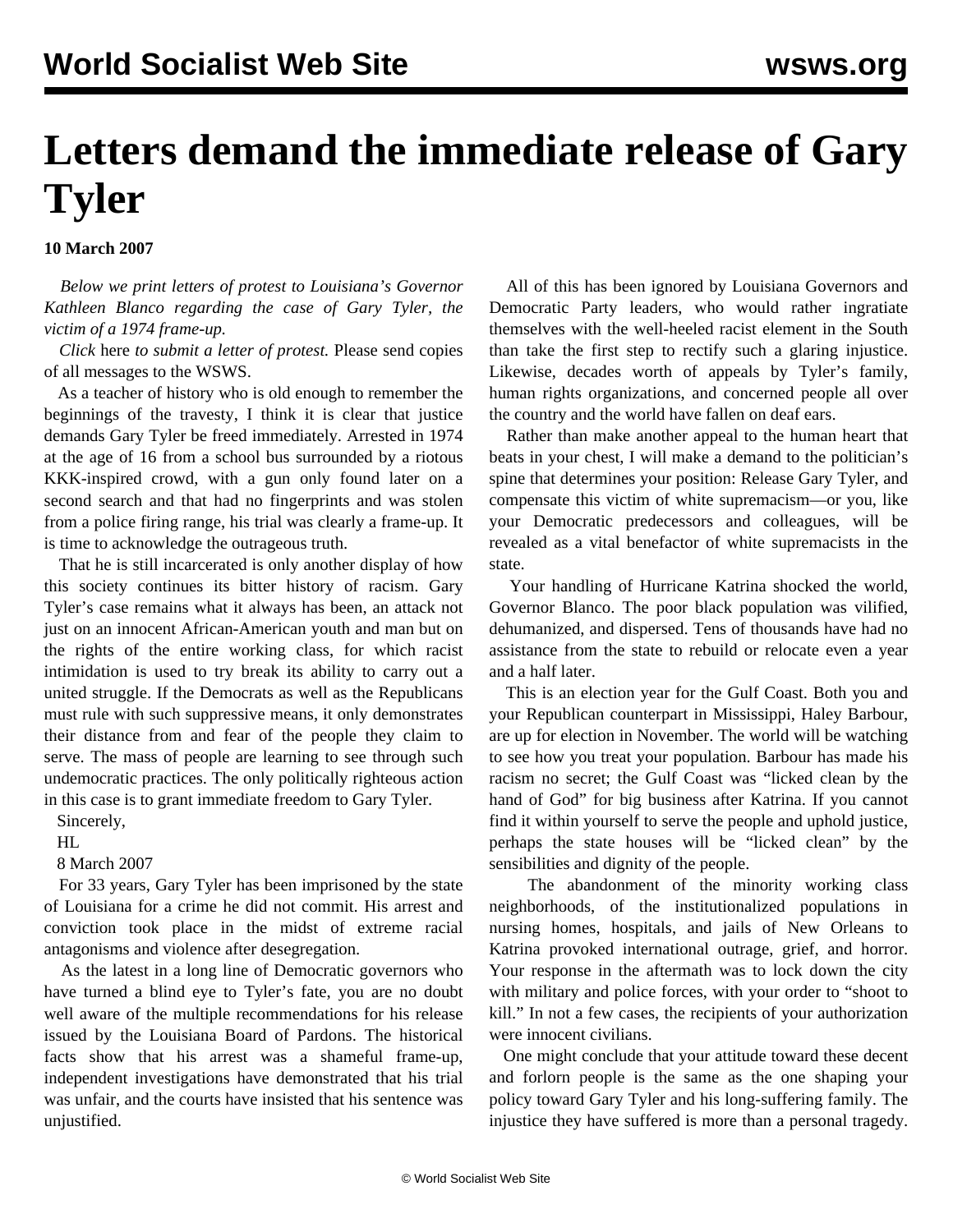# Letters demand the immediate release of Gary Tyler

**10 March 2007**

*Below we print letters of protest to Louisiana's Governor Kathleen Blanco regarding the case of Gary Tyler, the victim of a 1974 frame-up.*

*Click* here *to submit a letter of protest.* Please send copies of all messages to the WSWS.

As a teacher of history who is old enough to remember the beginnings of the travesty, I think it is clear that justice demands Gary Tyler be freed immediately. Arrested in 1974 at the age of 16 from a school bus surrounded by a riotous KKK-inspired crowd, with a gun only found later on a second search and that had no fingerprints and was stolen from a police firing range, his trial was clearly a frame-up. It is time to acknowledge the outrageous truth.

That he is still incarcerated is only another display of how this society continues its bitter history of racism. Gary Tyler's case remains what it always has been, an attack not just on an innocent African-American youth and man but on the rights of the entire working class, for which racist intimidation is used to try break its ability to carry out a united struggle. If the Democrats as well as the Republicans must rule with such suppressive means, it only demonstrates their distance from and fear of the people they claim to serve. The mass of people are learning to see through such undemocratic practices. The only politically righteous action in this case is to grant immediate freedom to Gary Tyler.

Sincerely,

HL

8 March 2007

For 33 years, Gary Tyler has been imprisoned by the state of Louisiana for a crime he did not commit. His arrest and conviction took place in the midst of extreme racial antagonisms and violence after desegregation.

As the latest in a long line of Democratic governors who have turned a blind eye to Tyler's fate, you are no doubt well aware of the multiple recommendations for his release issued by the Louisiana Board of Pardons. The historical facts show that his arrest was a shameful frame-up, independent investigations have demonstrated that his trial was unfair, and the courts have insisted that his sentence was unjustified.

All of this has been ignored by Louisiana Governors and Democratic Party leaders, who would rather ingratiate themselves with the well-heeled racist element in the South than take the first step to rectify such a glaring injustice. Likewise, decades worth of appeals by Tyler's family, human rights organizations, and concerned people all over the country and the world have fallen on deaf ears.

Rather than make another appeal to the human heart that beats in your chest, I will make a demand to the politician's spine that determines your position: Release Gary Tyler, and compensate this victim of white supremacism—or you, like your Democratic predecessors and colleagues, will be revealed as a vital benefactor of white supremacists in the state.

Your handling of Hurricane Katrina shocked the world, Governor Blanco. The poor black population was vilified, dehumanized, and dispersed. Tens of thousands have had no assistance from the state to rebuild or relocate even a year and a half later.

This is an election year for the Gulf Coast. Both you and your Republican counterpart in Mississippi, Haley Barbour, are up for election in November. The world will be watching to see how you treat your population. Barbour has made his racism no secret; the Gulf Coast was "licked clean by the hand of God" for big business after Katrina. If you cannot find it within yourself to serve the people and uphold justice, perhaps the state houses will be "licked clean" by the sensibilities and dignity of the people.

The abandonment of the minority working class neighborhoods, of the institutionalized populations in nursing homes, hospitals, and jails of New Orleans to Katrina provoked international outrage, grief, and horror. Your response in the aftermath was to lock down the city with military and police forces, with your order to "shoot to kill." In not a few cases, the recipients of your authorization were innocent civilians.

One might conclude that your attitude toward these decent and forlorn people is the same as the one shaping your policy toward Gary Tyler and his long-suffering family. The injustice they have suffered is more than a personal tragedy.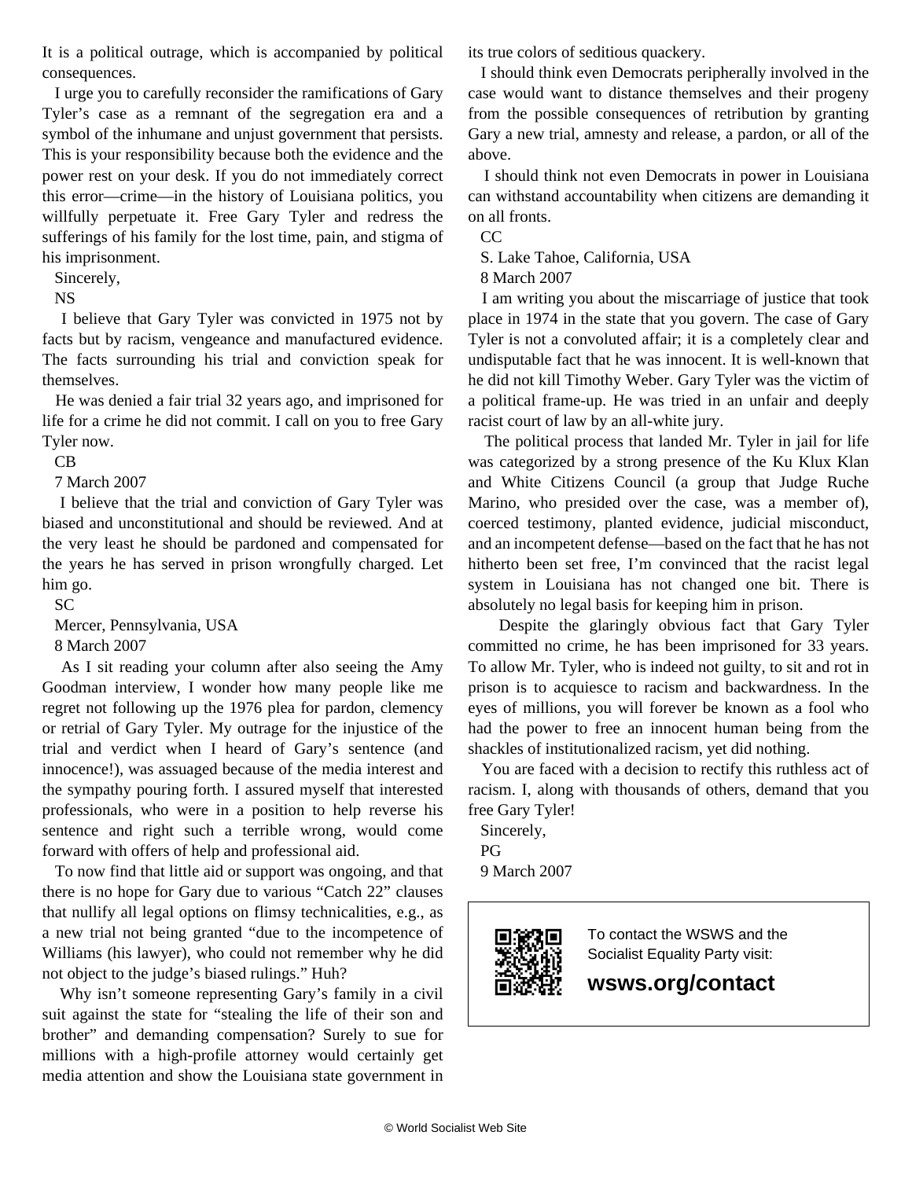It is a political outrage, which is accompanied by political consequences.

I urge you to carefully reconsider the ramifications of Gary Tyler's case as a remnant of the segregation era and a symbol of the inhumane and unjust government that persists. This is your responsibility because both the evidence and the power rest on your desk. If you do not immediately correct this error—crime—in the history of Louisiana politics, you willfully perpetuate it. Free Gary Tyler and redress the sufferings of his family for the lost time, pain, and stigma of his imprisonment.

Sincerely,

NS

I believe that Gary Tyler was convicted in 1975 not by facts but by racism, vengeance and manufactured evidence. The facts surrounding his trial and conviction speak for themselves.

He was denied a fair trial 32 years ago, and imprisoned for life for a crime he did not commit. I call on you to free Gary Tyler now.

CB

7 March 2007

I believe that the trial and conviction of Gary Tyler was biased and unconstitutional and should be reviewed. And at the very least he should be pardoned and compensated for the years he has served in prison wrongfully charged. Let him go.

SC

Mercer, Pennsylvania, USA

8 March 2007

As I sit reading your column after also seeing the Amy Goodman interview, I wonder how many people like me regret not following up the 1976 plea for pardon, clemency or retrial of Gary Tyler. My outrage for the injustice of the trial and verdict when I heard of Gary's sentence (and innocence!), was assuaged because of the media interest and the sympathy pouring forth. I assured myself that interested professionals, who were in a position to help reverse his sentence and right such a terrible wrong, would come forward with offers of help and professional aid.

To now find that little aid or support was ongoing, and that there is no hope for Gary due to various "Catch 22" clauses that nullify all legal options on flimsy technicalities, e.g., as a new trial not being granted "due to the incompetence of Williams (his lawyer), who could not remember why he did not object to the judge's biased rulings." Huh?

Why isn't someone representing Gary's family in a civil suit against the state for "stealing the life of their son and brother" and demanding compensation? Surely to sue for millions with a high-profile attorney would certainly get media attention and show the Louisiana state government in its true colors of seditious quackery.

I should think even Democrats peripherally involved in the case would want to distance themselves and their progeny from the possible consequences of retribution by granting Gary a new trial, amnesty and release, a pardon, or all of the above.

I should think not even Democrats in power in Louisiana can withstand accountability when citizens are demanding it on all fronts.

CC

S. Lake Tahoe, California, USA

8 March 2007

I am writing you about the miscarriage of justice that took place in 1974 in the state that you govern. The case of Gary Tyler is not a convoluted affair; it is a completely clear and undisputable fact that he was innocent. It is well-known that he did not kill Timothy Weber. Gary Tyler was the victim of a political frame-up. He was tried in an unfair and deeply racist court of law by an all-white jury.

The political process that landed Mr. Tyler in jail for life was categorized by a strong presence of the Ku Klux Klan and White Citizens Council (a group that Judge Ruche Marino, who presided over the case, was a member of), coerced testimony, planted evidence, judicial misconduct, and an incompetent defense—based on the fact that he has not hitherto been set free, I'm convinced that the racist legal system in Louisiana has not changed one bit. There is absolutely no legal basis for keeping him in prison.

Despite the glaringly obvious fact that Gary Tyler committed no crime, he has been imprisoned for 33 years. To allow Mr. Tyler, who is indeed not guilty, to sit and rot in prison is to acquiesce to racism and backwardness. In the eyes of millions, you will forever be known as a fool who had the power to free an innocent human being from the shackles of institutionalized racism, yet did nothing.

You are faced with a decision to rectify this ruthless act of racism. I, along with thousands of others, demand that you free Gary Tyler!

Sincerely,

PG

9 March 2007

To contact the WSWS and the Socialist Equality Party visit:

**wsws.org/contact**